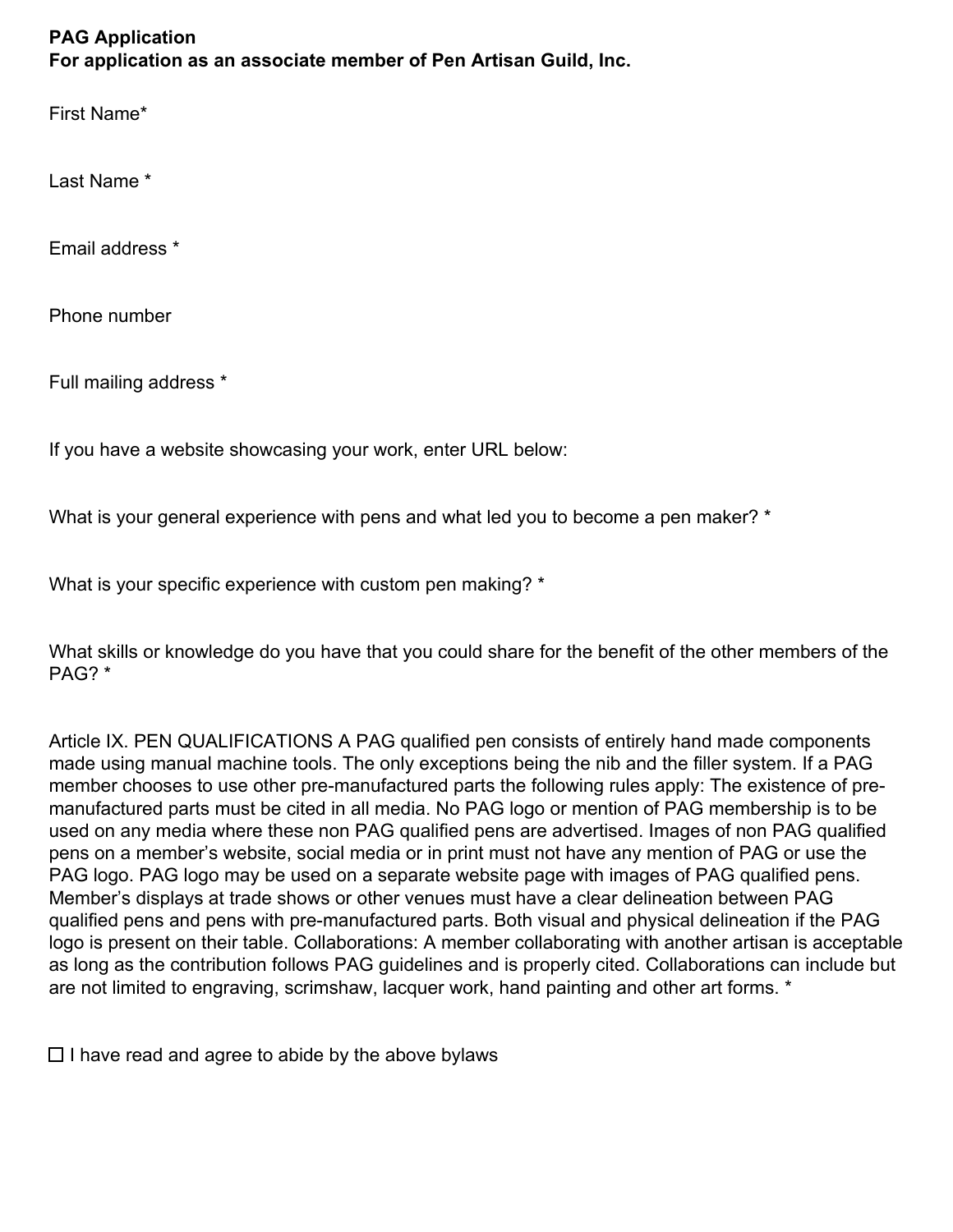**PAG Application**
**For application as an associate member of Pen Artisan Guild, Inc.**

First Name*

Last Name *

Email address *

Phone number

Full mailing address *

If you have a website showcasing your work, enter URL below:

What is your general experience with pens and what led you to become a pen maker? *

What is your specific experience with custom pen making? *

What skills or knowledge do you have that you could share for the benefit of the other members of the PAG? *

Article IX. PEN QUALIFICATIONS A PAG qualified pen consists of entirely hand made components made using manual machine tools. The only exceptions being the nib and the filler system. If a PAG member chooses to use other pre-manufactured parts the following rules apply: The existence of pre-manufactured parts must be cited in all media. No PAG logo or mention of PAG membership is to be used on any media where these non PAG qualified pens are advertised. Images of non PAG qualified pens on a member's website, social media or in print must not have any mention of PAG or use the PAG logo. PAG logo may be used on a separate website page with images of PAG qualified pens. Member's displays at trade shows or other venues must have a clear delineation between PAG qualified pens and pens with pre-manufactured parts. Both visual and physical delineation if the PAG logo is present on their table. Collaborations: A member collaborating with another artisan is acceptable as long as the contribution follows PAG guidelines and is properly cited. Collaborations can include but are not limited to engraving, scrimshaw, lacquer work, hand painting and other art forms. *

☐ I have read and agree to abide by the above bylaws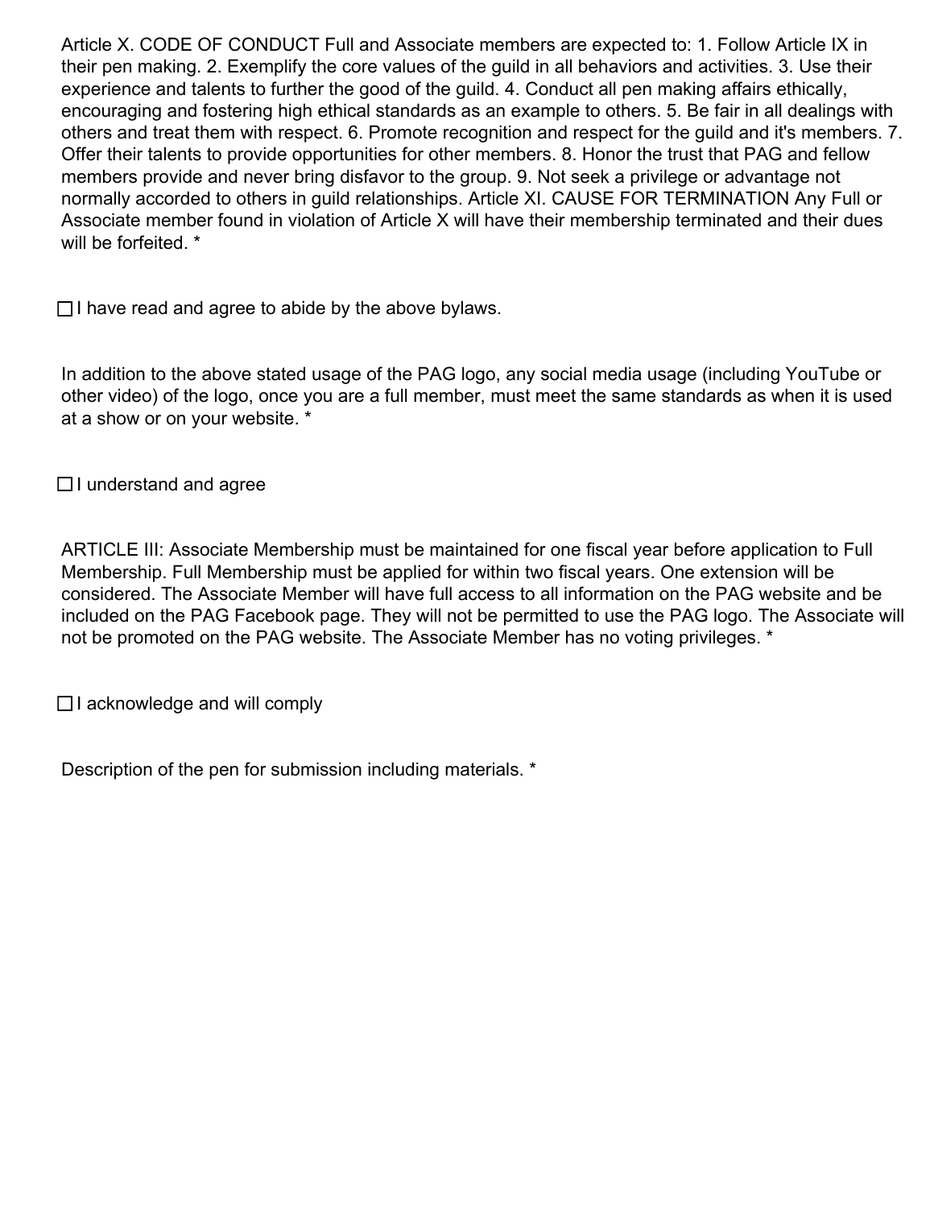Article X. CODE OF CONDUCT Full and Associate members are expected to: 1. Follow Article IX in their pen making. 2. Exemplify the core values of the guild in all behaviors and activities. 3. Use their experience and talents to further the good of the guild. 4. Conduct all pen making affairs ethically, encouraging and fostering high ethical standards as an example to others. 5. Be fair in all dealings with others and treat them with respect. 6. Promote recognition and respect for the guild and it's members. 7. Offer their talents to provide opportunities for other members. 8. Honor the trust that PAG and fellow members provide and never bring disfavor to the group. 9. Not seek a privilege or advantage not normally accorded to others in guild relationships. Article XI. CAUSE FOR TERMINATION Any Full or Associate member found in violation of Article X will have their membership terminated and their dues will be forfeited. *

☐ I have read and agree to abide by the above bylaws.

In addition to the above stated usage of the PAG logo, any social media usage (including YouTube or other video) of the logo, once you are a full member, must meet the same standards as when it is used at a show or on your website. *

☐ I understand and agree

ARTICLE III: Associate Membership must be maintained for one fiscal year before application to Full Membership. Full Membership must be applied for within two fiscal years. One extension will be considered. The Associate Member will have full access to all information on the PAG website and be included on the PAG Facebook page. They will not be permitted to use the PAG logo. The Associate will not be promoted on the PAG website. The Associate Member has no voting privileges. *

☐ I acknowledge and will comply

Description of the pen for submission including materials. *